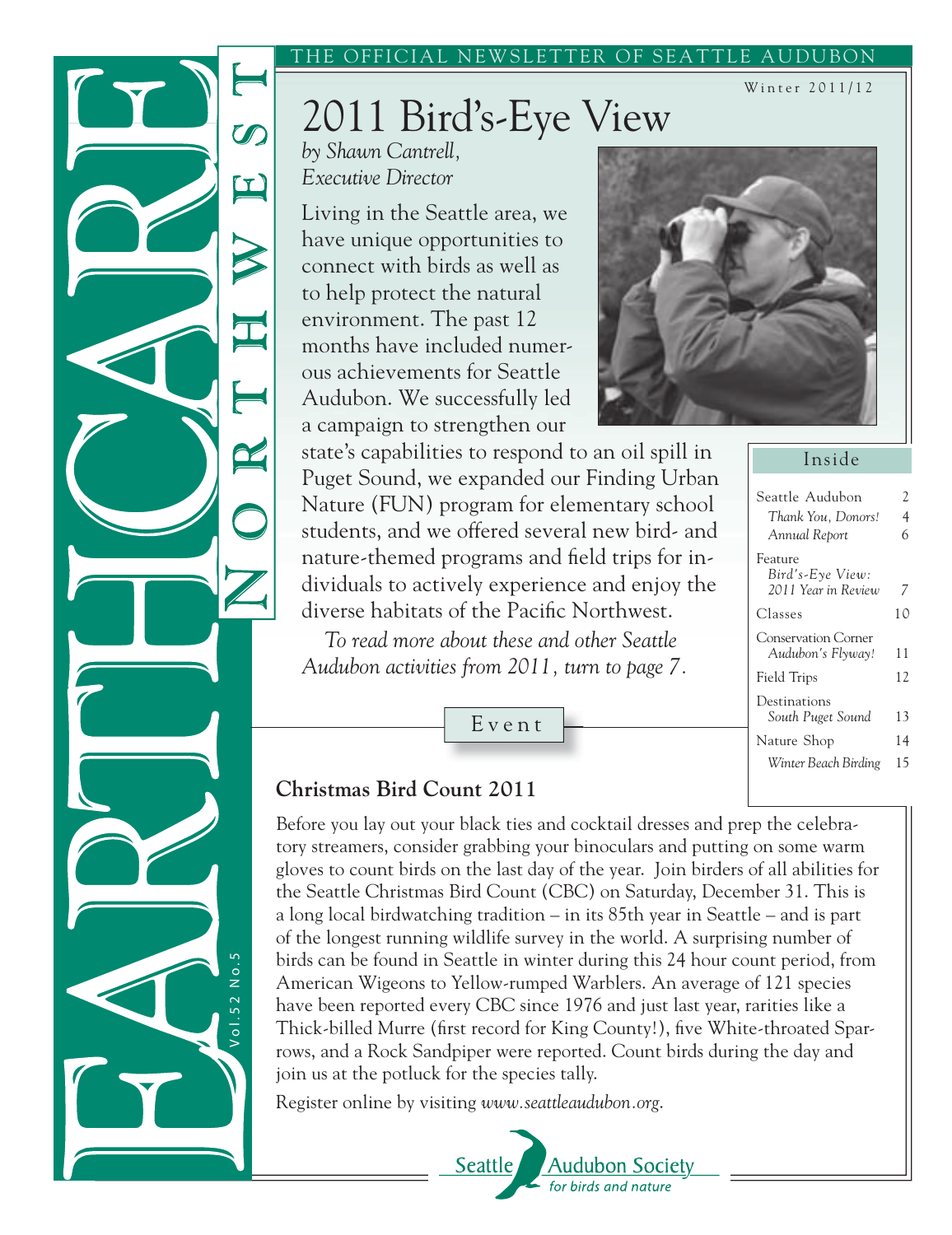# EARTHCARE NORTHWEST

THE OFFICIAL NEWSLETTER OF SEATTLE AUDUBON

Vol.52 No.5

Winter 2011/12

# 2011 Bird's-Eye View

*by Shawn Cantrell, Executive Director*

Living in the Seattle area, we have unique opportunities to connect with birds as well as to help protect the natural environment. The past 12 months have included numerous achievements for Seattle Audubon. We successfully led a campaign to strengthen our state's capabilities to respond to an oil spill in Puget Sound, we expanded our Finding Urban Nature (FUN) program for elementary school students, and we offered several new bird- and nature-themed programs and field trips for individuals to actively experience and enjoy the diverse habitats of the Pacific Northwest.

*To read more about these and other Seattle Audubon activities from 2011, turn to page 7.*

## Inside

| | |
|---|---|
| Seattle Audubon | 2 |
| *Thank You, Donors!* | 4 |
| *Annual Report* | 6 |
| Feature *Bird's-Eye View: 2011 Year in Review* | 7 |
| Classes | 10 |
| Conservation Corner *Audubon's Flyway!* | 11 |
| Field Trips | 12 |
| Destinations *South Puget Sound* | 13 |
| Nature Shop | 14 |
| *Winter Beach Birding* | 15 |

Event

### Christmas Bird Count 2011

Before you lay out your black ties and cocktail dresses and prep the celebratory streamers, consider grabbing your binoculars and putting on some warm gloves to count birds on the last day of the year. Join birders of all abilities for the Seattle Christmas Bird Count (CBC) on Saturday, December 31. This is a long local birdwatching tradition – in its 85th year in Seattle – and is part of the longest running wildlife survey in the world. A surprising number of birds can be found in Seattle in winter during this 24 hour count period, from American Wigeons to Yellow-rumped Warblers. An average of 121 species have been reported every CBC since 1976 and just last year, rarities like a Thick-billed Murre (first record for King County!), five White-throated Sparrows, and a Rock Sandpiper were reported. Count birds during the day and join us at the potluck for the species tally.

Register online by visiting *www.seattleaudubon.org*.

Seattle Audubon Society *for birds and nature*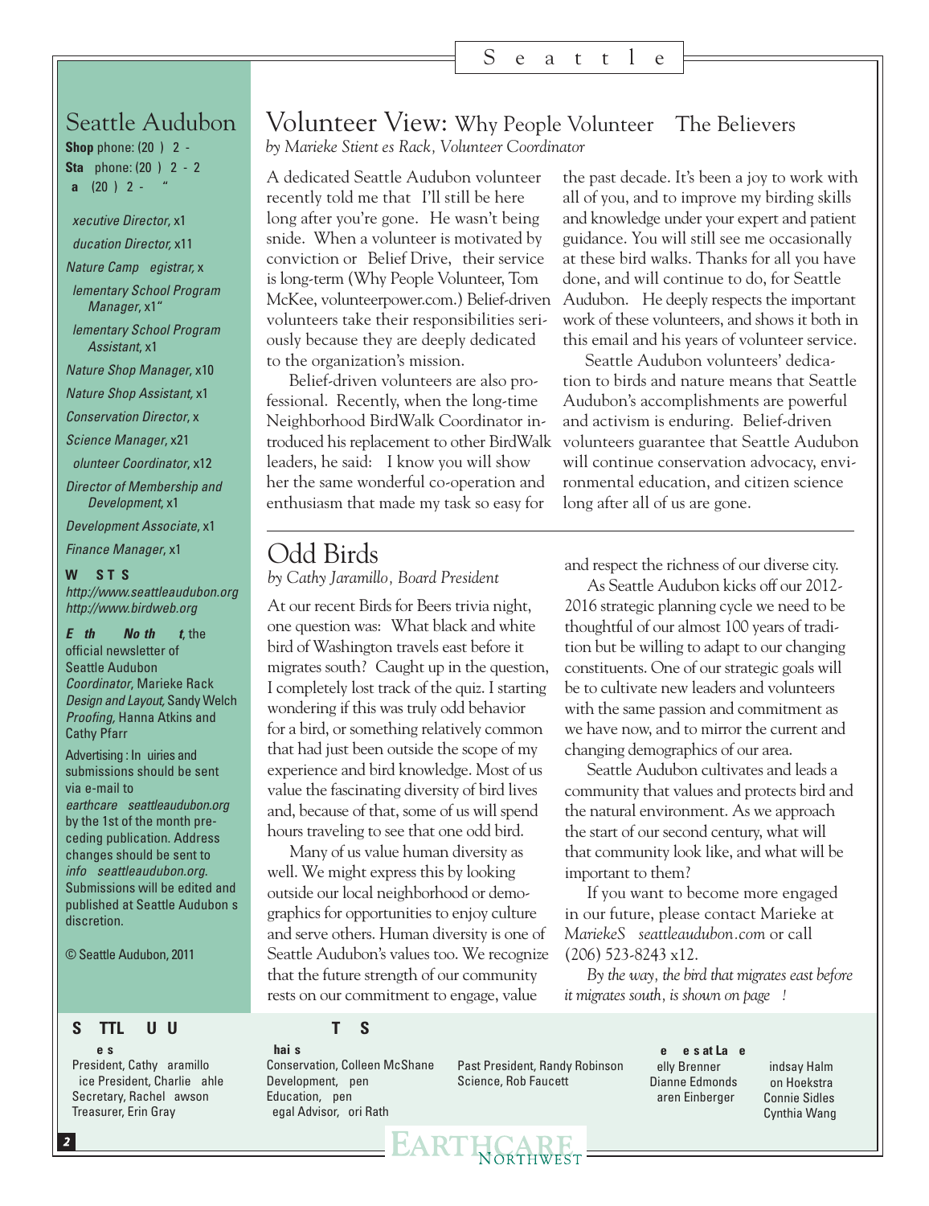## Seattle Audubon

**Shop** phone: (20 ) 2 -
**Sta** phone: (20 ) 2 - 2
**a** (20 ) 2 - "

*xecutive Director*, x1
*ducation Director*, x11
*Nature Camp egistrar*, x
*lementary School Program Manager*, x1"
*lementary School Program Assistant*, x1
*Nature Shop Manager*, x10
*Nature Shop Assistant*, x1
*Conservation Director*, x
*Science Manager*, x21
*olunteer Coordinator*, x12
*Director of Membership and Development*, x1
*Development Associate*, x1
*Finance Manager*, x1

**W S T S**
*http://www.seattleaudubon.org*
*http://www.birdweb.org*

***E th No th t***, the official newsletter of Seattle Audubon
*Coordinator*, Marieke Rack
*Design and Layout,* Sandy Welch
*Proofing,* Hanna Atkins and Cathy Pfarr

Advertising : In uiries and submissions should be sent via e-mail to *earthcare seattleaudubon.org* by the 1st of the month preceding publication. Address changes should be sent to *info seattleaudubon.org*. Submissions will be edited and published at Seattle Audubon s discretion.

© Seattle Audubon, 2011

# Volunteer View: Why People Volunteer The Believers

*by Marieke Stient es Rack, Volunteer Coordinator*

A dedicated Seattle Audubon volunteer recently told me that I'll still be here long after you're gone. He wasn't being snide. When a volunteer is motivated by conviction or Belief Drive, their service is long-term (Why People Volunteer, Tom McKee, volunteerpower.com.) Belief-driven volunteers take their responsibilities seriously because they are deeply dedicated to the organization's mission.

Belief-driven volunteers are also professional. Recently, when the long-time Neighborhood BirdWalk Coordinator introduced his replacement to other BirdWalk leaders, he said: I know you will show her the same wonderful co-operation and enthusiasm that made my task so easy for the past decade. It's been a joy to work with all of you, and to improve my birding skills and knowledge under your expert and patient guidance. You will still see me occasionally at these bird walks. Thanks for all you have done, and will continue to do, for Seattle Audubon. He deeply respects the important work of these volunteers, and shows it both in this email and his years of volunteer service.

Seattle Audubon volunteers' dedication to birds and nature means that Seattle Audubon's accomplishments are powerful and activism is enduring. Belief-driven volunteers guarantee that Seattle Audubon will continue conservation advocacy, environmental education, and citizen science long after all of us are gone.

# Odd Birds

*by Cathy Jaramillo, Board President*

At our recent Birds for Beers trivia night, one question was: What black and white bird of Washington travels east before it migrates south? Caught up in the question, I completely lost track of the quiz. I starting wondering if this was truly odd behavior for a bird, or something relatively common that had just been outside the scope of my experience and bird knowledge. Most of us value the fascinating diversity of bird lives and, because of that, some of us will spend hours traveling to see that one odd bird.

Many of us value human diversity as well. We might express this by looking outside our local neighborhood or demographics for opportunities to enjoy culture and serve others. Human diversity is one of Seattle Audubon's values too. We recognize that the future strength of our community rests on our commitment to engage, value and respect the richness of our diverse city.

As Seattle Audubon kicks off our 2012-2016 strategic planning cycle we need to be thoughtful of our almost 100 years of tradition but be willing to adapt to our changing constituents. One of our strategic goals will be to cultivate new leaders and volunteers with the same passion and commitment as we have now, and to mirror the current and changing demographics of our area.

Seattle Audubon cultivates and leads a community that values and protects bird and the natural environment. As we approach the start of our second century, what will that community look like, and what will be important to them?

If you want to become more engaged in our future, please contact Marieke at *MariekeS seattleaudubon.com* or call (206) 523-8243 x12.

*By the way, the bird that migrates east before it migrates south, is shown on page !*

---

**S TTL U U T S**

**e s**
President, Cathy aramillo
ice President, Charlie ahle
Secretary, Rachel awson
Treasurer, Erin Gray

**hai s**
Conservation, Colleen McShane
Development, pen
Education, pen
egal Advisor, ori Rath
Past President, Randy Robinson
Science, Rob Faucett

**e e s at La e**
elly Brenner
Dianne Edmonds
aren Einberger
indsay Halm
on Hoekstra
Connie Sidles
Cynthia Wang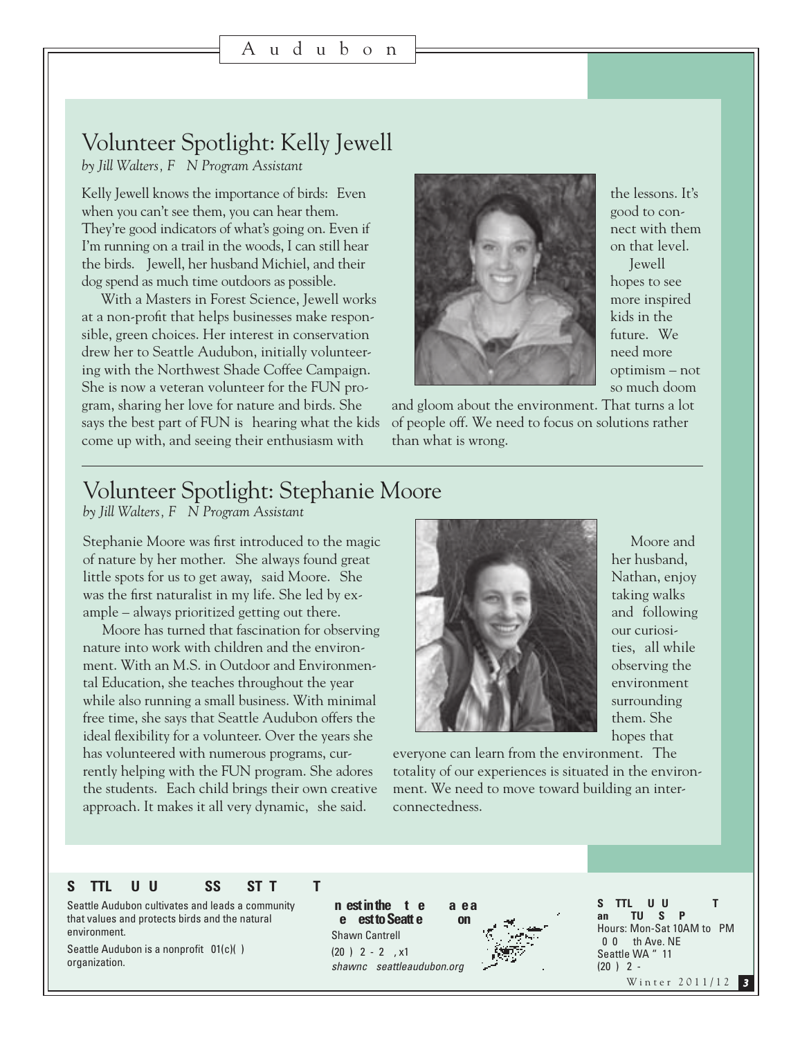## Volunteer Spotlight: Kelly Jewell

*by Jill Walters, F N Program Assistant*

Kelly Jewell knows the importance of birds: Even when you can't see them, you can hear them. They're good indicators of what's going on. Even if I'm running on a trail in the woods, I can still hear the birds. Jewell, her husband Michiel, and their dog spend as much time outdoors as possible.

With a Masters in Forest Science, Jewell works at a non-profit that helps businesses make responsible, green choices. Her interest in conservation drew her to Seattle Audubon, initially volunteering with the Northwest Shade Coffee Campaign. She is now a veteran volunteer for the FUN program, sharing her love for nature and birds. She says the best part of FUN is hearing what the kids come up with, and seeing their enthusiasm with the lessons. It's good to connect with them on that level.

Jewell hopes to see more inspired kids in the future. We need more optimism – not so much doom and gloom about the environment. That turns a lot of people off. We need to focus on solutions rather than what is wrong.

## Volunteer Spotlight: Stephanie Moore

*by Jill Walters, F N Program Assistant*

Stephanie Moore was first introduced to the magic of nature by her mother. She always found great little spots for us to get away, said Moore. She was the first naturalist in my life. She led by example – always prioritized getting out there.

Moore has turned that fascination for observing nature into work with children and the environment. With an M.S. in Outdoor and Environmental Education, she teaches throughout the year while also running a small business. With minimal free time, she says that Seattle Audubon offers the ideal flexibility for a volunteer. Over the years she has volunteered with numerous programs, currently helping with the FUN program. She adores the students. Each child brings their own creative approach. It makes it all very dynamic, she said.

Moore and her husband, Nathan, enjoy taking walks and following our curiosities, all while observing the environment surrounding them. She hopes that everyone can learn from the environment. The totality of our experiences is situated in the environment. We need to move toward building an interconnectedness.

**S TTL U U SS ST T T**

Seattle Audubon cultivates and leads a community that values and protects birds and the natural environment.

Seattle Audubon is a nonprofit 01(c)( ) organization.

**n est in the t e a ea e est to Seatt e on**

Shawn Cantrell

(20 ) 2 - 2 , x1

*shawnc seattleaudubon.org*

**S TTL U U T an TU S P**

Hours: Mon-Sat 10AM to PM

0 0 th Ave. NE

Seattle WA " 11

(20 ) 2 -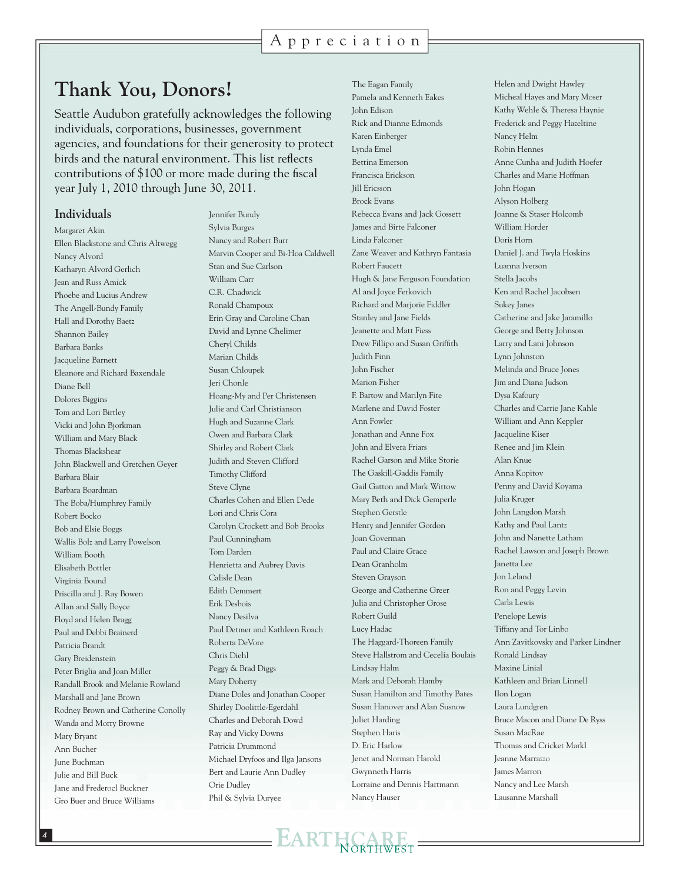# Thank You, Donors!

Seattle Audubon gratefully acknowledges the following individuals, corporations, businesses, government agencies, and foundations for their generosity to protect birds and the natural environment. This list reflects contributions of $100 or more made during the fiscal year July 1, 2010 through June 30, 2011.

## Individuals

Margaret Akin
Ellen Blackstone and Chris Altwegg
Nancy Alvord
Katharyn Alvord Gerlich
Jean and Russ Amick
Phoebe and Lucius Andrew
The Angell-Bundy Family
Hall and Dorothy Baetz
Shannon Bailey
Barbara Banks
Jacqueline Barnett
Eleanore and Richard Baxendale
Diane Bell
Dolores Biggins
Tom and Lori Birtley
Vicki and John Bjorkman
William and Mary Black
Thomas Blackshear
John Blackwell and Gretchen Geyer
Barbara Blair
Barbara Boardman
The Boba/Humphrey Family
Robert Bocko
Bob and Elsie Boggs
Wallis Bolz and Larry Powelson
William Booth
Elisabeth Bottler
Virginia Bound
Priscilla and J. Ray Bowen
Allan and Sally Boyce
Floyd and Helen Bragg
Paul and Debbi Brainerd
Patricia Brandt
Gary Breidenstein
Peter Briglia and Joan Miller
Randall Brook and Melanie Rowland
Marshall and Jane Brown
Rodney Brown and Catherine Conolly
Wanda and Morry Browne
Mary Bryant
Ann Bucher
June Buchman
Julie and Bill Buck
Jane and Frederocl Buckner
Gro Buer and Bruce Williams
Jennifer Bundy
Sylvia Burges
Nancy and Robert Burr
Marvin Cooper and Bi-Hoa Caldwell
Stan and Sue Carlson
William Carr
C.R. Chadwick
Ronald Champoux
Erin Gray and Caroline Chan
David and Lynne Chelimer
Cheryl Childs
Marian Childs
Susan Chloupek
Jeri Chonle
Hoang-My and Per Christensen
Julie and Carl Christianson
Hugh and Suzanne Clark
Owen and Barbara Clark
Shirley and Robert Clark
Judith and Steven Clifford
Timothy Clifford
Steve Clyne
Charles Cohen and Ellen Dede
Lori and Chris Cora
Carolyn Crockett and Bob Brooks
Paul Cunningham
Tom Darden
Henrietta and Aubrey Davis
Calisle Dean
Edith Demmert
Erik Desbois
Nancy Desilva
Paul Detmer and Kathleen Roach
Roberta DeVore
Chris Diehl
Peggy & Brad Diggs
Mary Doherty
Diane Doles and Jonathan Cooper
Shirley Doolittle-Egerdahl
Charles and Deborah Dowd
Ray and Vicky Downs
Patricia Drummond
Michael Dryfoos and Ilga Jansons
Bert and Laurie Ann Dudley
Orie Dudley
Phil & Sylvia Duryee
The Eagan Family
Pamela and Kenneth Eakes
John Edison
Rick and Dianne Edmonds
Karen Einberger
Lynda Emel
Bettina Emerson
Francisca Erickson
Jill Ericsson
Brock Evans
Rebecca Evans and Jack Gossett
James and Birte Falconer
Linda Falconer
Zane Weaver and Kathryn Fantasia
Robert Faucett
Hugh & Jane Ferguson Foundation
Al and Joyce Ferkovich
Richard and Marjorie Fiddler
Stanley and Jane Fields
Jeanette and Matt Fiess
Drew Fillipo and Susan Griffith
Judith Finn
John Fischer
Marion Fisher
F. Bartow and Marilyn Fite
Marlene and David Foster
Ann Fowler
Jonathan and Anne Fox
John and Elvera Friars
Rachel Garson and Mike Storie
The Gaskill-Gaddis Family
Gail Gatton and Mark Wittow
Mary Beth and Dick Gemperle
Stephen Gerstle
Henry and Jennifer Gordon
Joan Goverman
Paul and Claire Grace
Dean Granholm
Steven Grayson
George and Catherine Greer
Julia and Christopher Grose
Robert Guild
Lucy Hadac
The Haggard-Thoreen Family
Steve Hallstrom and Cecelia Boulais
Lindsay Halm
Mark and Deborah Hamby
Susan Hamilton and Timothy Bates
Susan Hanover and Alan Susnow
Juliet Harding
Stephen Haris
D. Eric Harlow
Jenet and Norman Harold
Gwynneth Harris
Lorraine and Dennis Hartmann
Nancy Hauser
Helen and Dwight Hawley
Micheal Hayes and Mary Moser
Kathy Wehle & Theresa Haynie
Frederick and Peggy Hazeltine
Nancy Helm
Robin Hennes
Anne Cunha and Judith Hoefer
Charles and Marie Hoffman
John Hogan
Alyson Holberg
Joanne & Staser Holcomb
William Horder
Doris Horn
Daniel J. and Twyla Hoskins
Luanna Iverson
Stella Jacobs
Ken and Rachel Jacobsen
Sukey Janes
Catherine and Jake Jaramillo
George and Betty Johnson
Larry and Lani Johnson
Lynn Johnston
Melinda and Bruce Jones
Jim and Diana Judson
Dysa Kafoury
Charles and Carrie Jane Kahle
William and Ann Keppler
Jacqueline Kiser
Renee and Jim Klein
Alan Knue
Anna Kopitov
Penny and David Koyama
Julia Kruger
John Langdon Marsh
Kathy and Paul Lantz
John and Nanette Latham
Rachel Lawson and Joseph Brown
Janetta Lee
Jon Leland
Ron and Peggy Levin
Carla Lewis
Penelope Lewis
Tiffany and Tor Linbo
Ann Zavitkovsky and Parker Lindner
Ronald Lindsay
Maxine Linial
Kathleen and Brian Linnell
Ilon Logan
Laura Lundgren
Bruce Macon and Diane De Ryss
Susan MacRae
Thomas and Cricket Markl
Jeanne Marrazzo
James Marron
Nancy and Lee Marsh
Lausanne Marshall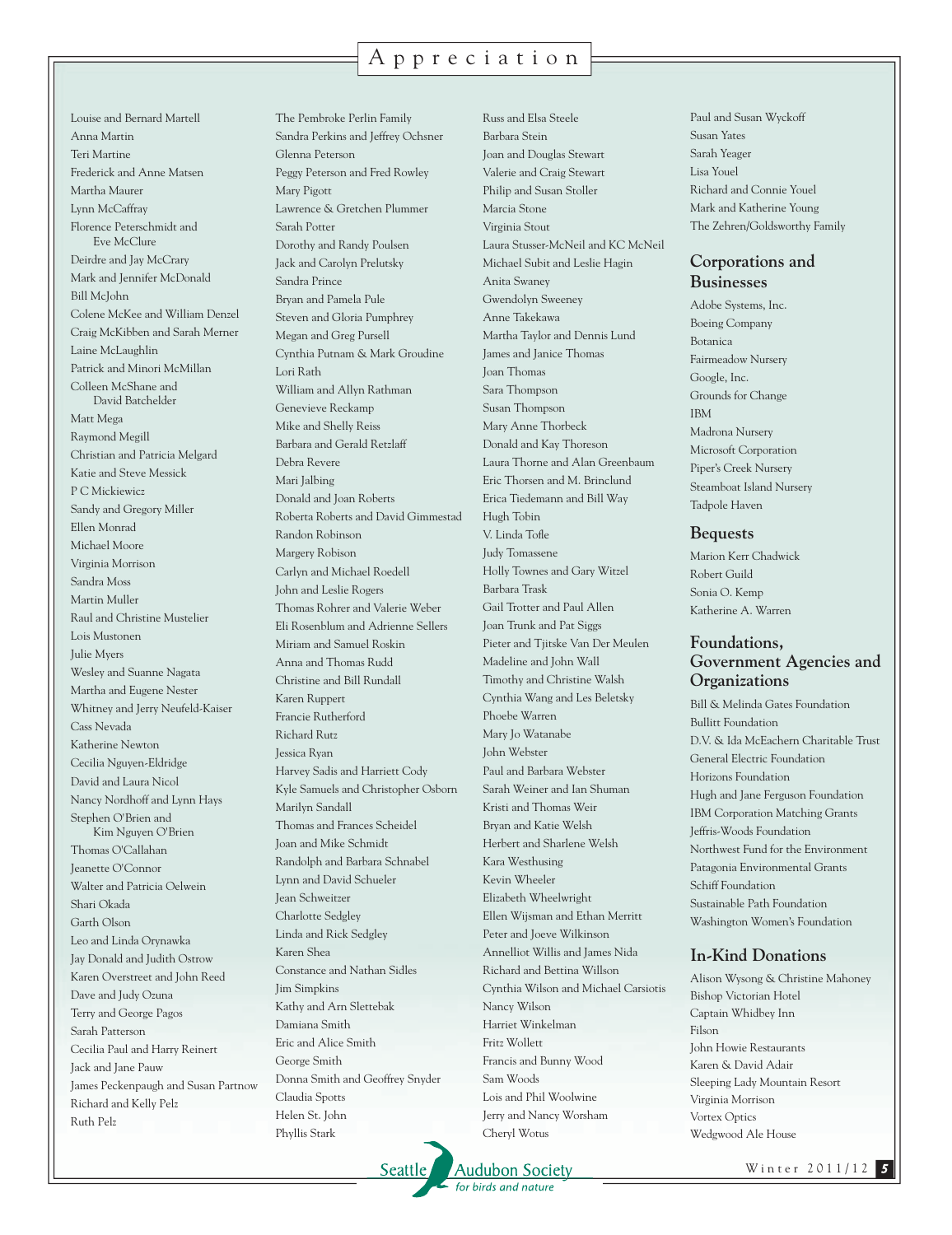# Appreciation

Louise and Bernard Martell
Anna Martin
Teri Martine
Frederick and Anne Matsen
Martha Maurer
Lynn McCaffray
Florence Peterschmidt and Eve McClure
Deirdre and Jay McCrary
Mark and Jennifer McDonald
Bill McJohn
Colene McKee and William Denzel
Craig McKibben and Sarah Merner
Laine McLaughlin
Patrick and Minori McMillan
Colleen McShane and David Batchelder
Matt Mega
Raymond Megill
Christian and Patricia Melgard
Katie and Steve Messick
P C Mickiewicz
Sandy and Gregory Miller
Ellen Monrad
Michael Moore
Virginia Morrison
Sandra Moss
Martin Muller
Raul and Christine Mustelier
Lois Mustonen
Julie Myers
Wesley and Suanne Nagata
Martha and Eugene Nester
Whitney and Jerry Neufeld-Kaiser
Cass Nevada
Katherine Newton
Cecilia Nguyen-Eldridge
David and Laura Nicol
Nancy Nordhoff and Lynn Hays
Stephen O'Brien and Kim Nguyen O'Brien
Thomas O'Callahan
Jeanette O'Connor
Walter and Patricia Oelwein
Shari Okada
Garth Olson
Leo and Linda Orynawka
Jay Donald and Judith Ostrow
Karen Overstreet and John Reed
Dave and Judy Ozuna
Terry and George Pagos
Sarah Patterson
Cecilia Paul and Harry Reinert
Jack and Jane Pauw
James Peckenpaugh and Susan Partnow
Richard and Kelly Pelz
Ruth Pelz
The Pembroke Perlin Family
Sandra Perkins and Jeffrey Ochsner
Glenna Peterson
Peggy Peterson and Fred Rowley
Mary Pigott
Lawrence & Gretchen Plummer
Sarah Potter
Dorothy and Randy Poulsen
Jack and Carolyn Prelutsky
Sandra Prince
Bryan and Pamela Pule
Steven and Gloria Pumphrey
Megan and Greg Pursell
Cynthia Putnam & Mark Groudine
Lori Rath
William and Allyn Rathman
Genevieve Reckamp
Mike and Shelly Reiss
Barbara and Gerald Retzlaff
Debra Revere
Mari Jalbing
Donald and Joan Roberts
Roberta Roberts and David Gimmestad
Randon Robinson
Margery Robison
Carlyn and Michael Roedell
John and Leslie Rogers
Thomas Rohrer and Valerie Weber
Eli Rosenblum and Adrienne Sellers
Miriam and Samuel Roskin
Anna and Thomas Rudd
Christine and Bill Rundall
Karen Ruppert
Francie Rutherford
Richard Rutz
Jessica Ryan
Harvey Sadis and Harriett Cody
Kyle Samuels and Christopher Osborn
Marilyn Sandall
Thomas and Frances Scheidel
Joan and Mike Schmidt
Randolph and Barbara Schnabel
Lynn and David Schueler
Jean Schweitzer
Charlotte Sedgley
Linda and Rick Sedgley
Karen Shea
Constance and Nathan Sidles
Jim Simpkins
Kathy and Arn Slettebak
Damiana Smith
Eric and Alice Smith
George Smith
Donna Smith and Geoffrey Snyder
Claudia Spotts
Helen St. John
Phyllis Stark
Russ and Elsa Steele
Barbara Stein
Joan and Douglas Stewart
Valerie and Craig Stewart
Philip and Susan Stoller
Marcia Stone
Virginia Stout
Laura Stusser-McNeil and KC McNeil
Michael Subit and Leslie Hagin
Anita Swaney
Gwendolyn Sweeney
Anne Takekawa
Martha Taylor and Dennis Lund
James and Janice Thomas
Joan Thomas
Sara Thompson
Susan Thompson
Mary Anne Thorbeck
Donald and Kay Thoreson
Laura Thorne and Alan Greenbaum
Eric Thorsen and M. Brinclund
Erica Tiedemann and Bill Way
Hugh Tobin
V. Linda Tofle
Judy Tomassene
Holly Townes and Gary Witzel
Barbara Trask
Gail Trotter and Paul Allen
Joan Trunk and Pat Siggs
Pieter and Tjitske Van Der Meulen
Madeline and John Wall
Timothy and Christine Walsh
Cynthia Wang and Les Beletsky
Phoebe Warren
Mary Jo Watanabe
John Webster
Paul and Barbara Webster
Sarah Weiner and Ian Shuman
Kristi and Thomas Weir
Bryan and Katie Welsh
Herbert and Sharlene Welsh
Kara Westhusing
Kevin Wheeler
Elizabeth Wheelwright
Ellen Wijsman and Ethan Merritt
Peter and Joeve Wilkinson
Annelliot Willis and James Nida
Richard and Bettina Willson
Cynthia Wilson and Michael Carsiotis
Nancy Wilson
Harriet Winkelman
Fritz Wollett
Francis and Bunny Wood
Sam Woods
Lois and Phil Woolwine
Jerry and Nancy Worsham
Cheryl Wotus
Paul and Susan Wyckoff
Susan Yates
Sarah Yeager
Lisa Youel
Richard and Connie Youel
Mark and Katherine Young
The Zehren/Goldsworthy Family

## Corporations and Businesses

Adobe Systems, Inc.
Boeing Company
Botanica
Fairmeadow Nursery
Google, Inc.
Grounds for Change
IBM
Madrona Nursery
Microsoft Corporation
Piper's Creek Nursery
Steamboat Island Nursery
Tadpole Haven

## Bequests

Marion Kerr Chadwick
Robert Guild
Sonia O. Kemp
Katherine A. Warren

## Foundations, Government Agencies and Organizations

Bill & Melinda Gates Foundation
Bullitt Foundation
D.V. & Ida McEachern Charitable Trust
General Electric Foundation
Horizons Foundation
Hugh and Jane Ferguson Foundation
IBM Corporation Matching Grants
Jeffris-Woods Foundation
Northwest Fund for the Environment
Patagonia Environmental Grants
Schiff Foundation
Sustainable Path Foundation
Washington Women's Foundation

## In-Kind Donations

Alison Wysong & Christine Mahoney
Bishop Victorian Hotel
Captain Whidbey Inn
Filson
John Howie Restaurants
Karen & David Adair
Sleeping Lady Mountain Resort
Virginia Morrison
Vortex Optics
Wedgwood Ale House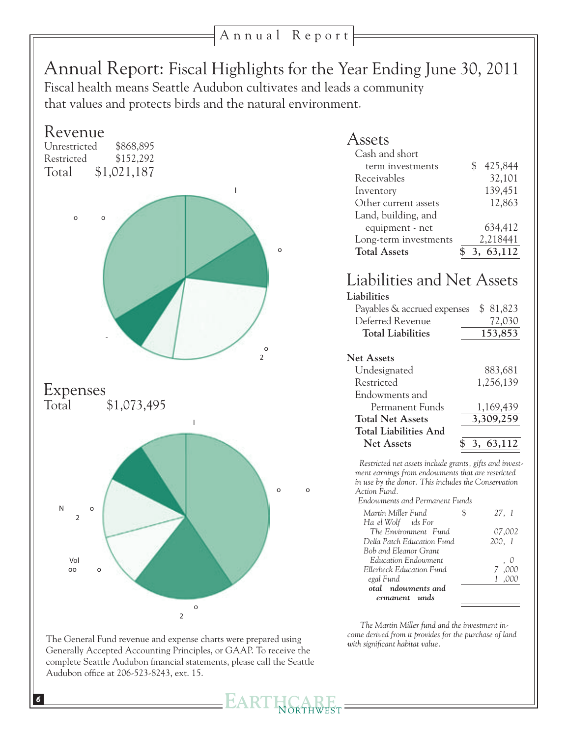# Annual Report: Fiscal Highlights for the Year Ending June 30, 2011

Fiscal health means Seattle Audubon cultivates and leads a community that values and protects birds and the natural environment.

## Revenue

| | |
|---|---|
| Unrestricted | $868,895 |
| Restricted | $152,292 |
| Total | $1,021,187 |

## Expenses

Total $1,073,495

The General Fund revenue and expense charts were prepared using Generally Accepted Accounting Principles, or GAAP. To receive the complete Seattle Audubon financial statements, please call the Seattle Audubon office at 206-523-8243, ext. 15.

## Assets

| | |
|---|---|
| Cash and short term investments | $ 425,844 |
| Receivables | 32,101 |
| Inventory | 139,451 |
| Other current assets | 12,863 |
| Land, building, and equipment - net | 634,412 |
| Long-term investments | 2,218441 |
| **Total Assets** | **$ 3, 63,112** |

## Liabilities and Net Assets

| | |
|---|---|
| **Liabilities** | |
| Payables & accrued expenses | $ 81,823 |
| Deferred Revenue | 72,030 |
| **Total Liabilities** | **153,853** |
| **Net Assets** | |
| Undesignated | 883,681 |
| Restricted | 1,256,139 |
| Endowments and Permanent Funds | 1,169,439 |
| **Total Net Assets** | **3,309,259** |
| **Total Liabilities And Net Assets** | **$ 3, 63,112** |

*Restricted net assets include grants, gifts and investment earnings from endowments that are restricted in use by the donor. This includes the Conservation Action Fund.*

*Endowments and Permanent Funds*

| | |
|---|---|
| *Martin Miller Fund* | *$ 27, 1* |
| *Ha el Wolf ids For The Environment Fund* | *07,002* |
| *Della Patch Education Fund* | *200, 1* |
| *Bob and Eleanor Grant Education Endowment* | *, 0* |
| *Ellerbeck Education Fund* | *7 ,000* |
| *egal Fund* | *1 ,000* |
| ***otal ndowments and ermanent unds*** | |

*The Martin Miller fund and the investment income derived from it provides for the purchase of land with significant habitat value.*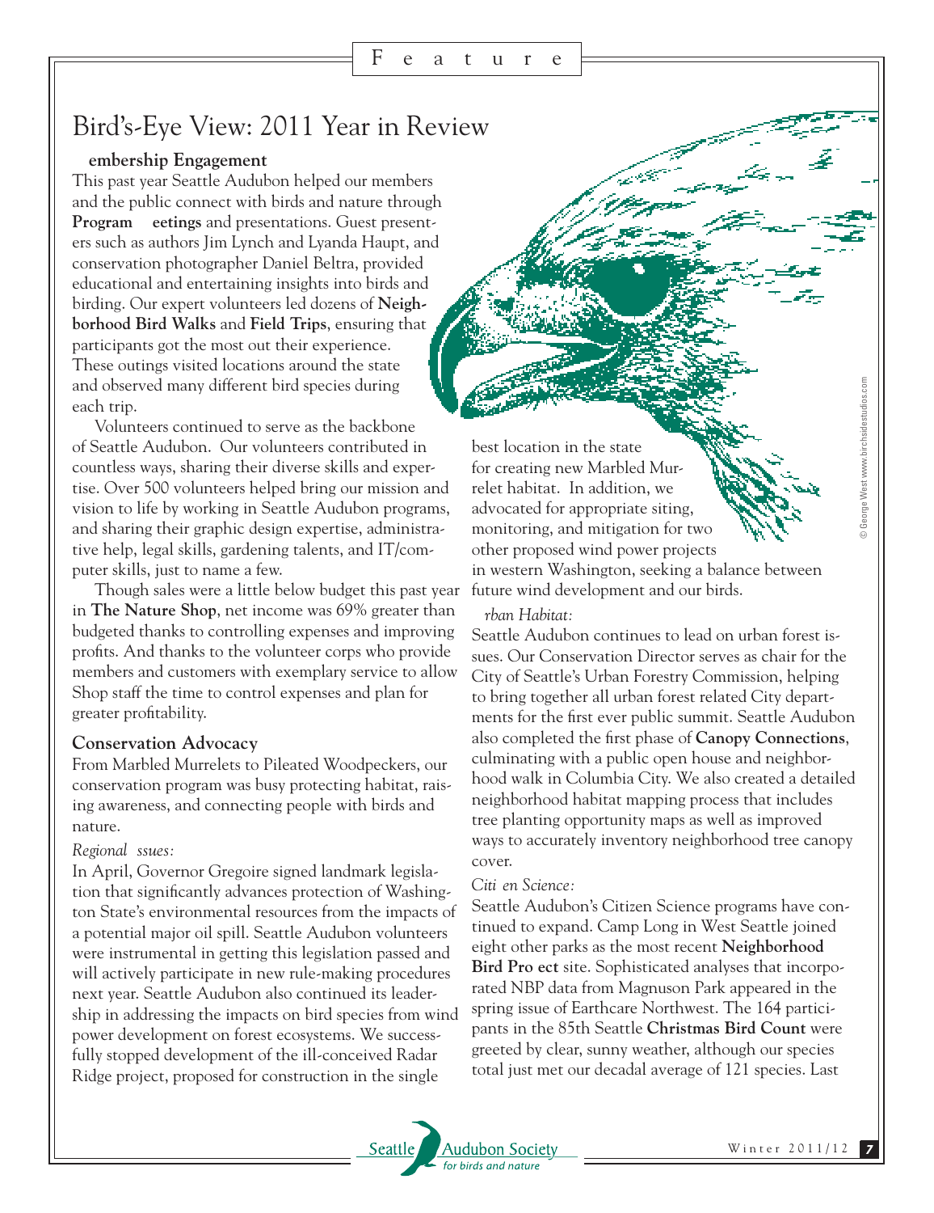# Bird's-Eye View: 2011 Year in Review

## embership Engagement

This past year Seattle Audubon helped our members and the public connect with birds and nature through **Program eetings** and presentations. Guest presenters such as authors Jim Lynch and Lyanda Haupt, and conservation photographer Daniel Beltra, provided educational and entertaining insights into birds and birding. Our expert volunteers led dozens of **Neighborhood Bird Walks** and **Field Trips**, ensuring that participants got the most out their experience. These outings visited locations around the state and observed many different bird species during each trip.

Volunteers continued to serve as the backbone of Seattle Audubon. Our volunteers contributed in countless ways, sharing their diverse skills and expertise. Over 500 volunteers helped bring our mission and vision to life by working in Seattle Audubon programs, and sharing their graphic design expertise, administrative help, legal skills, gardening talents, and IT/computer skills, just to name a few.

Though sales were a little below budget this past year in **The Nature Shop**, net income was 69% greater than budgeted thanks to controlling expenses and improving profits. And thanks to the volunteer corps who provide members and customers with exemplary service to allow Shop staff the time to control expenses and plan for greater profitability.

## Conservation Advocacy

From Marbled Murrelets to Pileated Woodpeckers, our conservation program was busy protecting habitat, raising awareness, and connecting people with birds and nature.

*Regional ssues:*

In April, Governor Gregoire signed landmark legislation that significantly advances protection of Washington State's environmental resources from the impacts of a potential major oil spill. Seattle Audubon volunteers were instrumental in getting this legislation passed and will actively participate in new rule-making procedures next year. Seattle Audubon also continued its leadership in addressing the impacts on bird species from wind power development on forest ecosystems. We successfully stopped development of the ill-conceived Radar Ridge project, proposed for construction in the single best location in the state for creating new Marbled Murrelet habitat. In addition, we advocated for appropriate siting, monitoring, and mitigation for two other proposed wind power projects in western Washington, seeking a balance between future wind development and our birds.

*rban Habitat:*

Seattle Audubon continues to lead on urban forest issues. Our Conservation Director serves as chair for the City of Seattle's Urban Forestry Commission, helping to bring together all urban forest related City departments for the first ever public summit. Seattle Audubon also completed the first phase of **Canopy Connections**, culminating with a public open house and neighborhood walk in Columbia City. We also created a detailed neighborhood habitat mapping process that includes tree planting opportunity maps as well as improved ways to accurately inventory neighborhood tree canopy cover.

*Citi en Science:*

Seattle Audubon's Citizen Science programs have continued to expand. Camp Long in West Seattle joined eight other parks as the most recent **Neighborhood Bird Pro ect** site. Sophisticated analyses that incorporated NBP data from Magnuson Park appeared in the spring issue of Earthcare Northwest. The 164 participants in the 85th Seattle **Christmas Bird Count** were greeted by clear, sunny weather, although our species total just met our decadal average of 121 species. Last

© George West www.birchsidestudios.com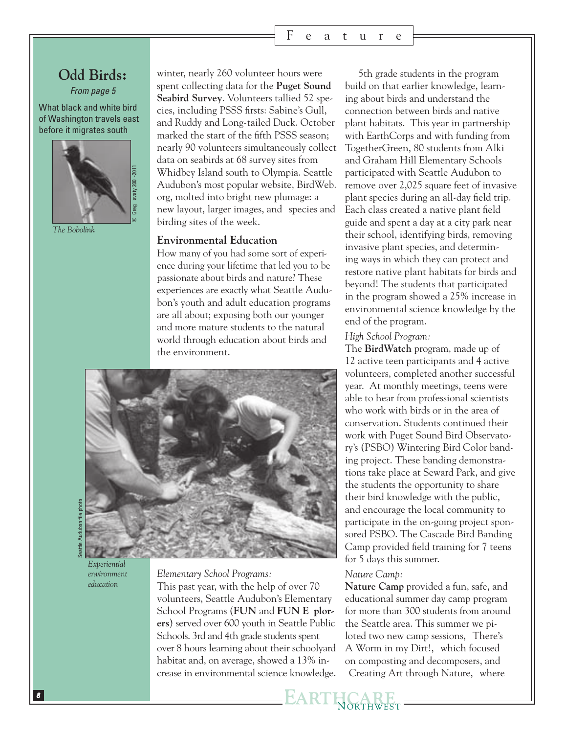## Odd Birds:

*From page 5*

What black and white bird of Washington travels east before it migrates south

© Greg avaty 200 -2011

*The Bobolink*

winter, nearly 260 volunteer hours were spent collecting data for the **Puget Sound Seabird Survey**. Volunteers tallied 52 species, including PSSS firsts: Sabine's Gull, and Ruddy and Long-tailed Duck. October marked the start of the fifth PSSS season; nearly 90 volunteers simultaneously collect data on seabirds at 68 survey sites from Whidbey Island south to Olympia. Seattle Audubon's most popular website, BirdWeb.org, molted into bright new plumage: a new layout, larger images, and species and birding sites of the week.

### Environmental Education

How many of you had some sort of experience during your lifetime that led you to be passionate about birds and nature? These experiences are exactly what Seattle Audubon's youth and adult education programs are all about; exposing both our younger and more mature students to the natural world through education about birds and the environment.

Seattle Audubon file photo

*Experiential environment education*

*Elementary School Programs:*

This past year, with the help of over 70 volunteers, Seattle Audubon's Elementary School Programs (**FUN** and **FUN E plorers**) served over 600 youth in Seattle Public Schools. 3rd and 4th grade students spent over 8 hours learning about their schoolyard habitat and, on average, showed a 13% increase in environmental science knowledge.

5th grade students in the program build on that earlier knowledge, learning about birds and understand the connection between birds and native plant habitats. This year in partnership with EarthCorps and with funding from TogetherGreen, 80 students from Alki and Graham Hill Elementary Schools participated with Seattle Audubon to remove over 2,025 square feet of invasive plant species during an all-day field trip. Each class created a native plant field guide and spent a day at a city park near their school, identifying birds, removing invasive plant species, and determining ways in which they can protect and restore native plant habitats for birds and beyond! The students that participated in the program showed a 25% increase in environmental science knowledge by the end of the program.

*High School Program:*

The **BirdWatch** program, made up of 12 active teen participants and 4 active volunteers, completed another successful year. At monthly meetings, teens were able to hear from professional scientists who work with birds or in the area of conservation. Students continued their work with Puget Sound Bird Observatory's (PSBO) Wintering Bird Color banding project. These banding demonstrations take place at Seward Park, and give the students the opportunity to share their bird knowledge with the public, and encourage the local community to participate in the on-going project sponsored PSBO. The Cascade Bird Banding Camp provided field training for 7 teens for 5 days this summer.

*Nature Camp:*

**Nature Camp** provided a fun, safe, and educational summer day camp program for more than 300 students from around the Seattle area. This summer we piloted two new camp sessions, There's A Worm in my Dirt!, which focused on composting and decomposers, and Creating Art through Nature, where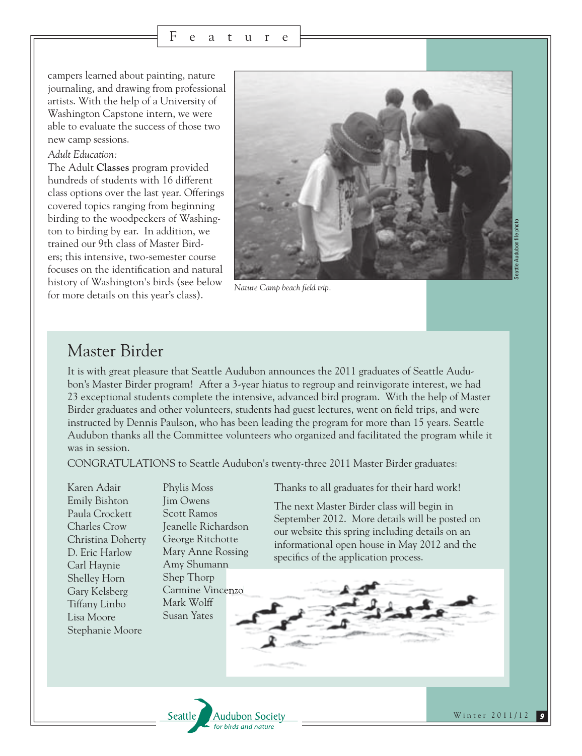campers learned about painting, nature journaling, and drawing from professional artists. With the help of a University of Washington Capstone intern, we were able to evaluate the success of those two new camp sessions.

*Adult Education:*

The Adult **Classes** program provided hundreds of students with 16 different class options over the last year. Offerings covered topics ranging from beginning birding to the woodpeckers of Washington to birding by ear. In addition, we trained our 9th class of Master Birders; this intensive, two-semester course focuses on the identification and natural history of Washington's birds (see below for more details on this year's class).

*Nature Camp beach field trip.*

Seattle Audubon file photo

## Master Birder

It is with great pleasure that Seattle Audubon announces the 2011 graduates of Seattle Audubon's Master Birder program! After a 3-year hiatus to regroup and reinvigorate interest, we had 23 exceptional students complete the intensive, advanced bird program. With the help of Master Birder graduates and other volunteers, students had guest lectures, went on field trips, and were instructed by Dennis Paulson, who has been leading the program for more than 15 years. Seattle Audubon thanks all the Committee volunteers who organized and facilitated the program while it was in session.

CONGRATULATIONS to Seattle Audubon's twenty-three 2011 Master Birder graduates:

Karen Adair
Emily Bishton
Paula Crockett
Charles Crow
Christina Doherty
D. Eric Harlow
Carl Haynie
Shelley Horn
Gary Kelsberg
Tiffany Linbo
Lisa Moore
Stephanie Moore
Phylis Moss
Jim Owens
Scott Ramos
Jeanelle Richardson
George Ritchotte
Mary Anne Rossing
Amy Shumann
Shep Thorp
Carmine Vincenzo
Mark Wolff
Susan Yates

Thanks to all graduates for their hard work!

The next Master Birder class will begin in September 2012. More details will be posted on our website this spring including details on an informational open house in May 2012 and the specifics of the application process.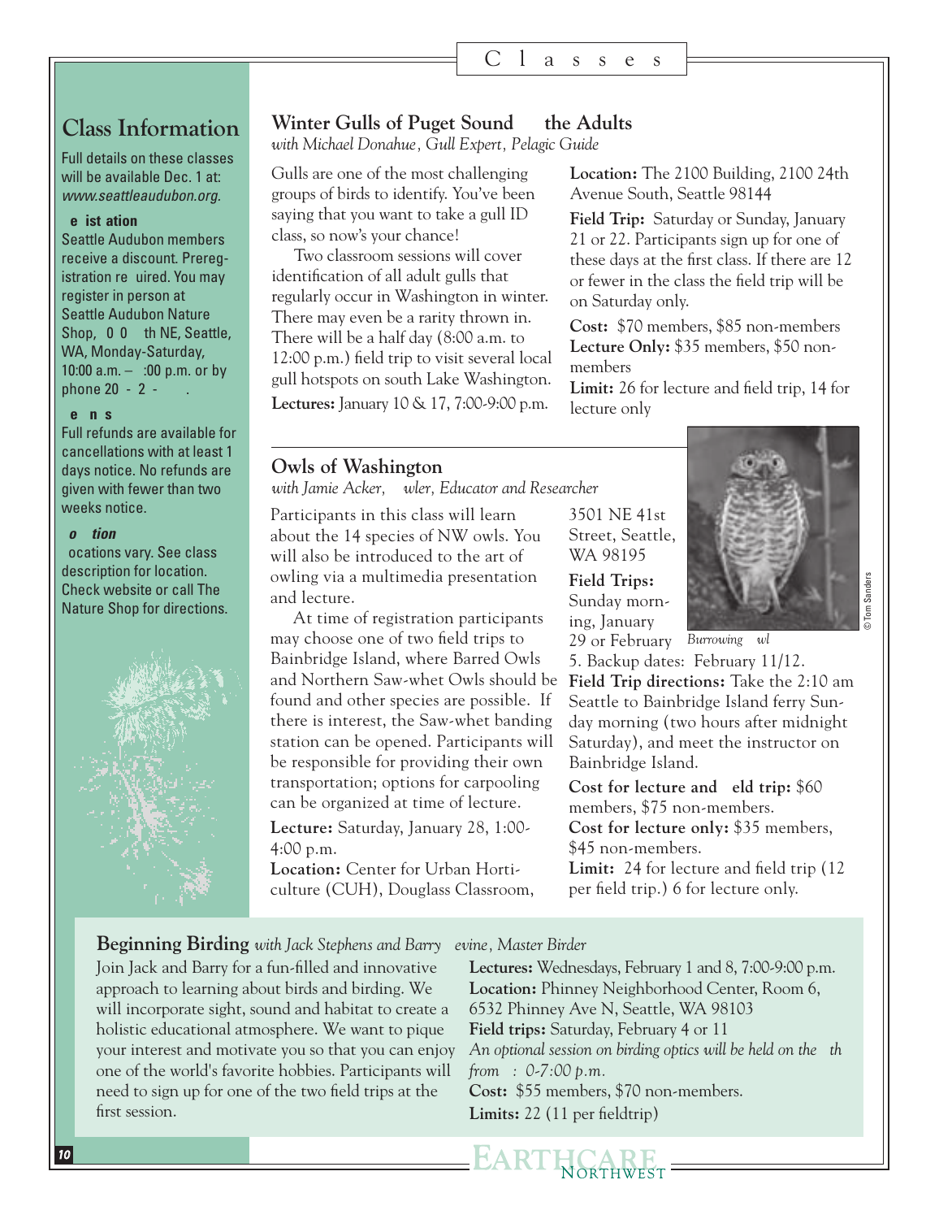# Classes

## Class Information

Full details on these classes will be available Dec. 1 at: *www.seattleaudubon.org.*

**e ist ation**
Seattle Audubon members receive a discount. Preregistration re uired. You may register in person at Seattle Audubon Nature Shop, 0 0 th NE, Seattle, WA, Monday-Saturday, 10:00 a.m. – :00 p.m. or by phone 20 - 2 - .

**e n s**
Full refunds are available for cancellations with at least 1 days notice. No refunds are given with fewer than two weeks notice.

***o tion***
ocations vary. See class description for location. Check website or call The Nature Shop for directions.

## Winter Gulls of Puget Sound the Adults

*with Michael Donahue, Gull Expert, Pelagic Guide*

Gulls are one of the most challenging groups of birds to identify. You've been saying that you want to take a gull ID class, so now's your chance!

Two classroom sessions will cover identification of all adult gulls that regularly occur in Washington in winter. There may even be a rarity thrown in. There will be a half day (8:00 a.m. to 12:00 p.m.) field trip to visit several local gull hotspots on south Lake Washington.

**Lectures:** January 10 & 17, 7:00-9:00 p.m.

**Location:** The 2100 Building, 2100 24th Avenue South, Seattle 98144

**Field Trip:** Saturday or Sunday, January 21 or 22. Participants sign up for one of these days at the first class. If there are 12 or fewer in the class the field trip will be on Saturday only.

**Cost:** $70 members, $85 non-members
**Lecture Only:** $35 members, $50 non-members
**Limit:** 26 for lecture and field trip, 14 for lecture only

## Owls of Washington

*with Jamie Acker, wler, Educator and Researcher*

Participants in this class will learn about the 14 species of NW owls. You will also be introduced to the art of owling via a multimedia presentation and lecture.

At time of registration participants may choose one of two field trips to Bainbridge Island, where Barred Owls and Northern Saw-whet Owls should be found and other species are possible. If there is interest, the Saw-whet banding station can be opened. Participants will be responsible for providing their own transportation; options for carpooling can be organized at time of lecture.

**Lecture:** Saturday, January 28, 1:00-4:00 p.m.
**Location:** Center for Urban Horticulture (CUH), Douglass Classroom, 3501 NE 41st Street, Seattle, WA 98195

**Field Trips:** Sunday morning, January 29 or February 5. Backup dates: February 11/12.
**Field Trip directions:** Take the 2:10 am Seattle to Bainbridge Island ferry Sunday morning (two hours after midnight Saturday), and meet the instructor on Bainbridge Island.

*Burrowing wl*

© Tom Sanders

**Cost for lecture and eld trip:** $60 members, $75 non-members.
**Cost for lecture only:** $35 members, $45 non-members.
**Limit:** 24 for lecture and field trip (12 per field trip.) 6 for lecture only.

## Beginning Birding *with Jack Stephens and Barry evine, Master Birder*

Join Jack and Barry for a fun-filled and innovative approach to learning about birds and birding. We will incorporate sight, sound and habitat to create a holistic educational atmosphere. We want to pique your interest and motivate you so that you can enjoy one of the world's favorite hobbies. Participants will need to sign up for one of the two field trips at the first session.

**Lectures:** Wednesdays, February 1 and 8, 7:00-9:00 p.m.
**Location:** Phinney Neighborhood Center, Room 6, 6532 Phinney Ave N, Seattle, WA 98103
**Field trips:** Saturday, February 4 or 11
*An optional session on birding optics will be held on the th from : 0-7:00 p.m.*
**Cost:** $55 members, $70 non-members.
**Limits:** 22 (11 per fieldtrip)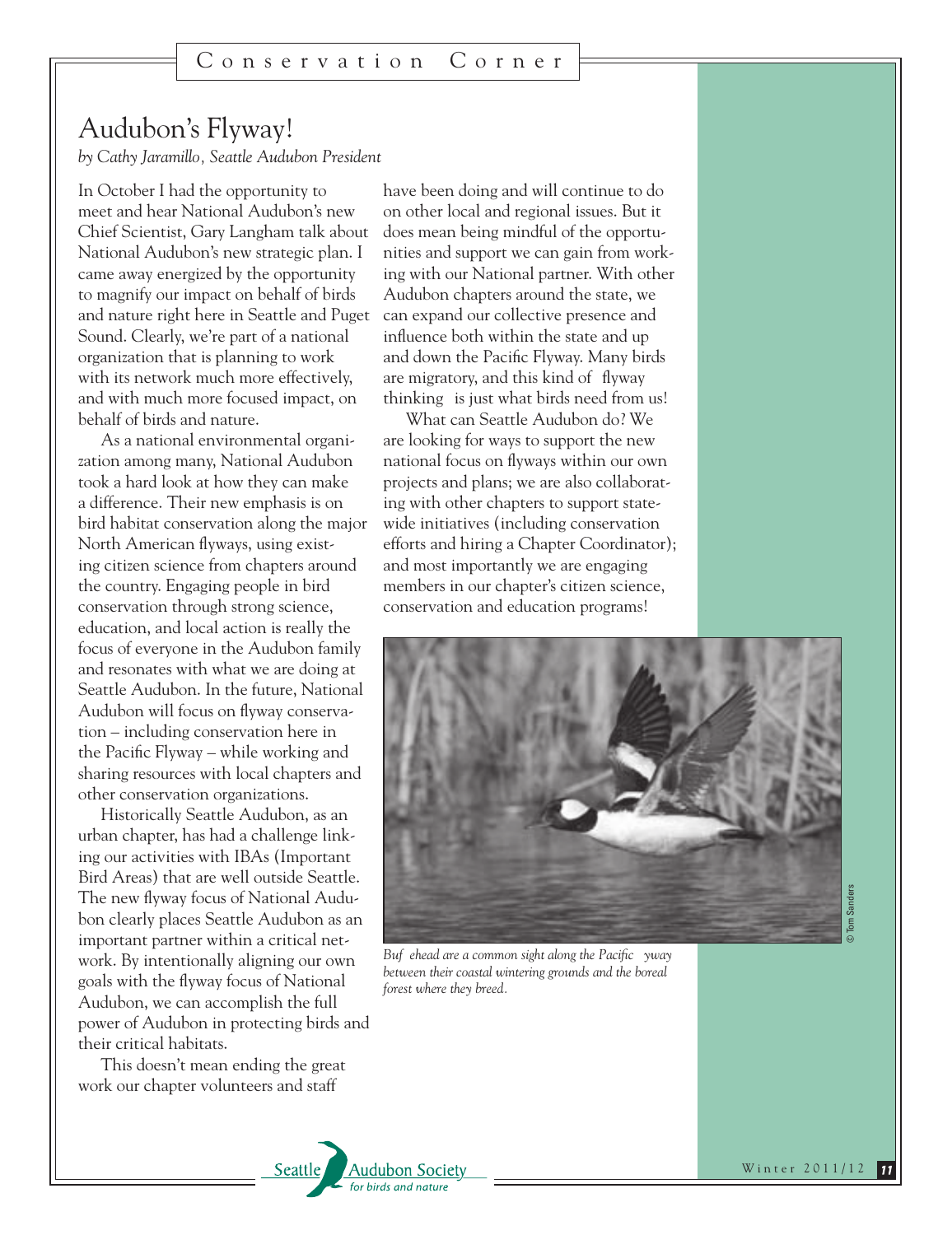# Audubon's Flyway!

*by Cathy Jaramillo, Seattle Audubon President*

In October I had the opportunity to meet and hear National Audubon's new Chief Scientist, Gary Langham talk about National Audubon's new strategic plan. I came away energized by the opportunity to magnify our impact on behalf of birds and nature right here in Seattle and Puget Sound. Clearly, we're part of a national organization that is planning to work with its network much more effectively, and with much more focused impact, on behalf of birds and nature.

As a national environmental organization among many, National Audubon took a hard look at how they can make a difference. Their new emphasis is on bird habitat conservation along the major North American flyways, using existing citizen science from chapters around the country. Engaging people in bird conservation through strong science, education, and local action is really the focus of everyone in the Audubon family and resonates with what we are doing at Seattle Audubon. In the future, National Audubon will focus on flyway conservation – including conservation here in the Pacific Flyway – while working and sharing resources with local chapters and other conservation organizations.

Historically Seattle Audubon, as an urban chapter, has had a challenge linking our activities with IBAs (Important Bird Areas) that are well outside Seattle. The new flyway focus of National Audubon clearly places Seattle Audubon as an important partner within a critical network. By intentionally aligning our own goals with the flyway focus of National Audubon, we can accomplish the full power of Audubon in protecting birds and their critical habitats.

This doesn't mean ending the great work our chapter volunteers and staff have been doing and will continue to do on other local and regional issues. But it does mean being mindful of the opportunities and support we can gain from working with our National partner. With other Audubon chapters around the state, we can expand our collective presence and influence both within the state and up and down the Pacific Flyway. Many birds are migratory, and this kind of flyway thinking is just what birds need from us!

What can Seattle Audubon do? We are looking for ways to support the new national focus on flyways within our own projects and plans; we are also collaborating with other chapters to support statewide initiatives (including conservation efforts and hiring a Chapter Coordinator); and most importantly we are engaging members in our chapter's citizen science, conservation and education programs!

© Tom Sanders

*Buf ehead are a common sight along the Pacific yway between their coastal wintering grounds and the boreal forest where they breed.*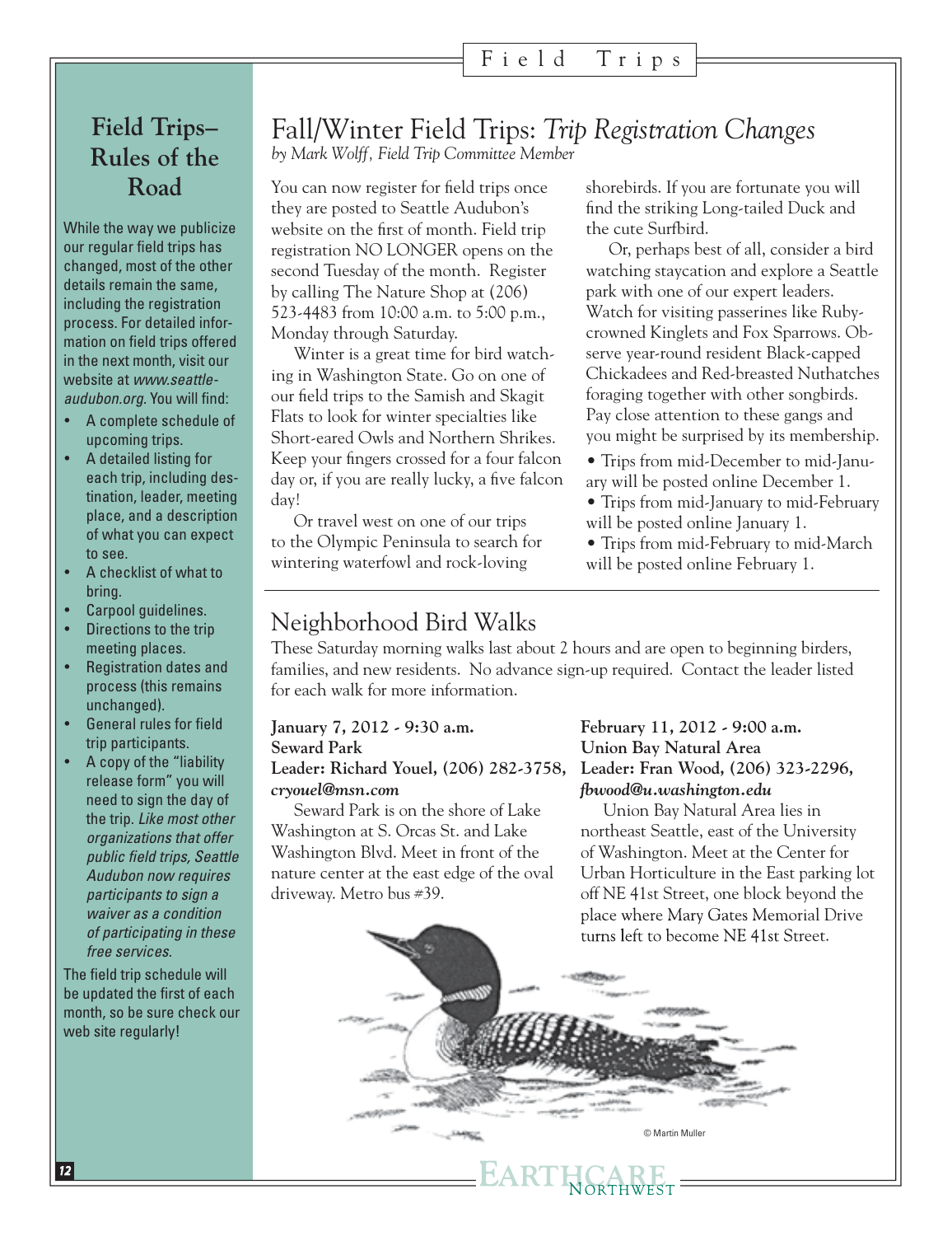## Field Trips–Rules of the Road

While the way we publicize our regular field trips has changed, most of the other details remain the same, including the registration process. For detailed information on field trips offered in the next month, visit our website at *www.seattleaudubon.org.* You will find:

- A complete schedule of upcoming trips.
- A detailed listing for each trip, including destination, leader, meeting place, and a description of what you can expect to see.
- A checklist of what to bring.
- Carpool guidelines.
- Directions to the trip meeting places.
- Registration dates and process (this remains unchanged).
- General rules for field trip participants.
- A copy of the "liability release form" you will need to sign the day of the trip. *Like most other organizations that offer public field trips, Seattle Audubon now requires participants to sign a waiver as a condition of participating in these free services.*

The field trip schedule will be updated the first of each month, so be sure check our web site regularly!

# Fall/Winter Field Trips: *Trip Registration Changes*

*by Mark Wolff, Field Trip Committee Member*

You can now register for field trips once they are posted to Seattle Audubon's website on the first of month. Field trip registration NO LONGER opens on the second Tuesday of the month. Register by calling The Nature Shop at (206) 523-4483 from 10:00 a.m. to 5:00 p.m., Monday through Saturday.

Winter is a great time for bird watching in Washington State. Go on one of our field trips to the Samish and Skagit Flats to look for winter specialties like Short-eared Owls and Northern Shrikes. Keep your fingers crossed for a four falcon day or, if you are really lucky, a five falcon day!

Or travel west on one of our trips to the Olympic Peninsula to search for wintering waterfowl and rock-loving shorebirds. If you are fortunate you will find the striking Long-tailed Duck and the cute Surfbird.

Or, perhaps best of all, consider a bird watching staycation and explore a Seattle park with one of our expert leaders. Watch for visiting passerines like Ruby-crowned Kinglets and Fox Sparrows. Observe year-round resident Black-capped Chickadees and Red-breasted Nuthatches foraging together with other songbirds. Pay close attention to these gangs and you might be surprised by its membership.

- Trips from mid-December to mid-January will be posted online December 1.
- Trips from mid-January to mid-February will be posted online January 1.
- Trips from mid-February to mid-March will be posted online February 1.

# Neighborhood Bird Walks

These Saturday morning walks last about 2 hours and are open to beginning birders, families, and new residents. No advance sign-up required. Contact the leader listed for each walk for more information.

**January 7, 2012 - 9:30 a.m.**
**Seward Park**
**Leader: Richard Youel, (206) 282-3758,** ***cryouel@msn.com***

Seward Park is on the shore of Lake Washington at S. Orcas St. and Lake Washington Blvd. Meet in front of the nature center at the east edge of the oval driveway. Metro bus #39.

**February 11, 2012 - 9:00 a.m.**
**Union Bay Natural Area**
**Leader: Fran Wood, (206) 323-2296,** ***fbwood@u.washington.edu***

Union Bay Natural Area lies in northeast Seattle, east of the University of Washington. Meet at the Center for Urban Horticulture in the East parking lot off NE 41st Street, one block beyond the place where Mary Gates Memorial Drive turns left to become NE 41st Street.

© Martin Muller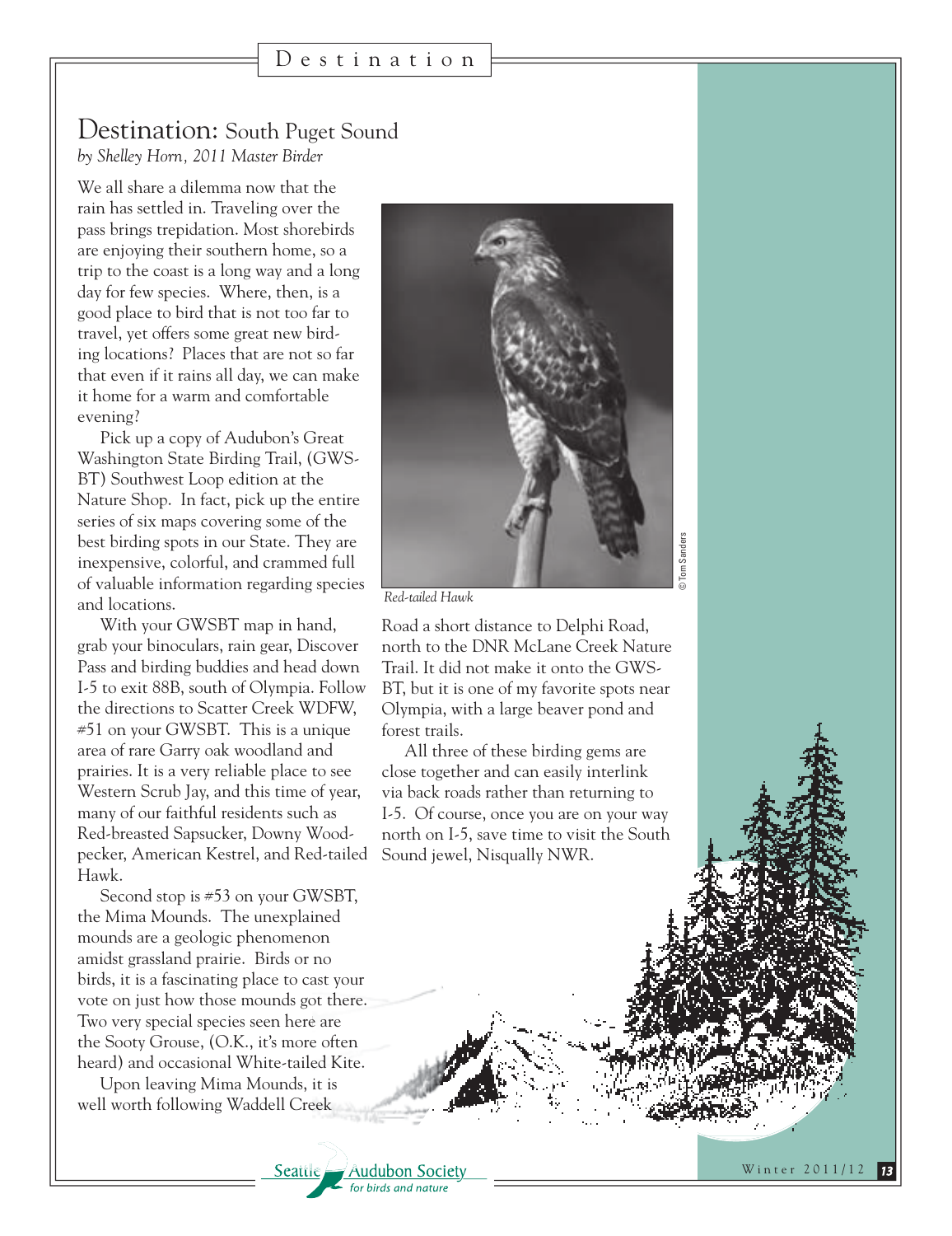# Destination: South Puget Sound

*by Shelley Horn, 2011 Master Birder*

We all share a dilemma now that the rain has settled in. Traveling over the pass brings trepidation. Most shorebirds are enjoying their southern home, so a trip to the coast is a long way and a long day for few species. Where, then, is a good place to bird that is not too far to travel, yet offers some great new birding locations? Places that are not so far that even if it rains all day, we can make it home for a warm and comfortable evening?

Pick up a copy of Audubon's Great Washington State Birding Trail, (GWSBT) Southwest Loop edition at the Nature Shop. In fact, pick up the entire series of six maps covering some of the best birding spots in our State. They are inexpensive, colorful, and crammed full of valuable information regarding species and locations.

With your GWSBT map in hand, grab your binoculars, rain gear, Discover Pass and birding buddies and head down I-5 to exit 88B, south of Olympia. Follow the directions to Scatter Creek WDFW, #51 on your GWSBT. This is a unique area of rare Garry oak woodland and prairies. It is a very reliable place to see Western Scrub Jay, and this time of year, many of our faithful residents such as Red-breasted Sapsucker, Downy Woodpecker, American Kestrel, and Red-tailed Hawk.

Second stop is #53 on your GWSBT, the Mima Mounds. The unexplained mounds are a geologic phenomenon amidst grassland prairie. Birds or no birds, it is a fascinating place to cast your vote on just how those mounds got there. Two very special species seen here are the Sooty Grouse, (O.K., it's more often heard) and occasional White-tailed Kite.

Upon leaving Mima Mounds, it is well worth following Waddell Creek Road a short distance to Delphi Road, north to the DNR McLane Creek Nature Trail. It did not make it onto the GWSBT, but it is one of my favorite spots near Olympia, with a large beaver pond and forest trails.

All three of these birding gems are close together and can easily interlink via back roads rather than returning to I-5. Of course, once you are on your way north on I-5, save time to visit the South Sound jewel, Nisqually NWR.

*Red-tailed Hawk*

© Tom Sanders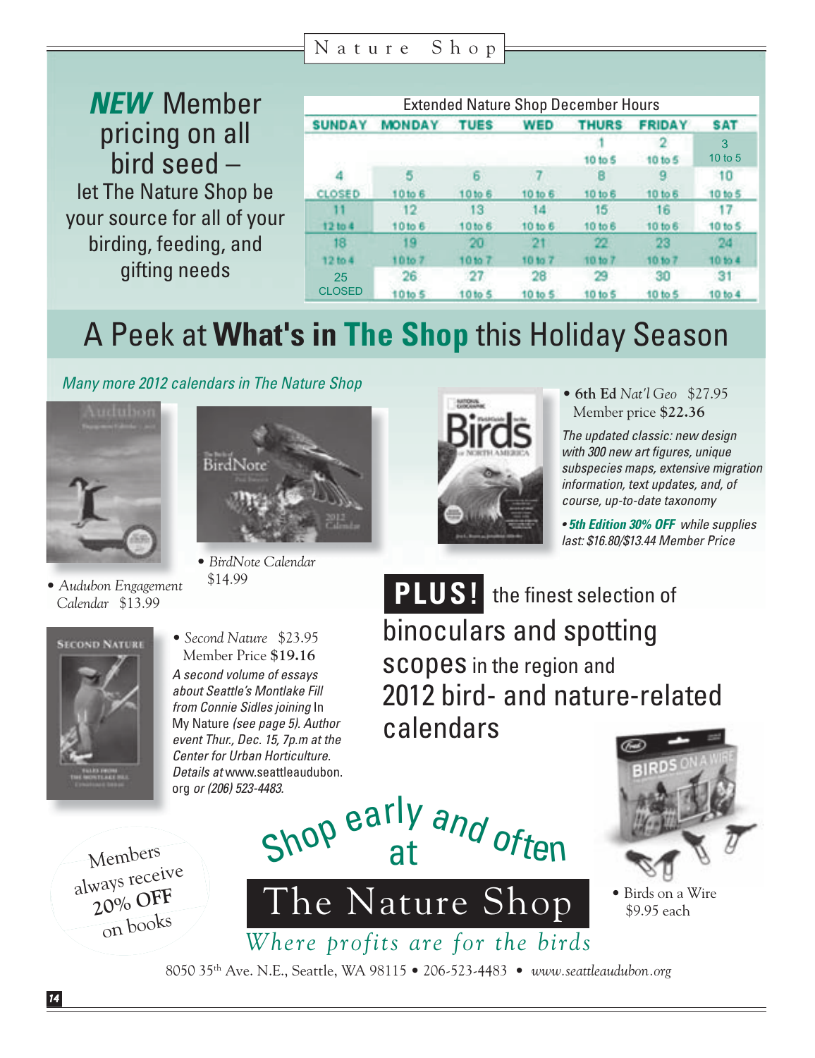## Nature Shop

***NEW*** **Member pricing on all bird seed –** let The Nature Shop be your source for all of your birding, feeding, and gifting needs

| Extended Nature Shop December Hours | | | | | | |
|---|---|---|---|---|---|---|
| SUNDAY | MONDAY | TUES | WED | THURS | FRIDAY | SAT |
| | | | | 1<br>10 to 5 | 2<br>10 to 5 | 3<br>10 to 5 |
| 4<br>CLOSED | 5<br>10 to 6 | 6<br>10 to 6 | 7<br>10 to 6 | 8<br>10 to 6 | 9<br>10 to 6 | 10<br>10 to 5 |
| 11<br>12 to 4 | 12<br>10 to 6 | 13<br>10 to 6 | 14<br>10 to 6 | 15<br>10 to 6 | 16<br>10 to 6 | 17<br>10 to 5 |
| 18<br>12 to 4 | 19<br>10 to 7 | 20<br>10 to 7 | 21<br>10 to 7 | 22<br>10 to 7 | 23<br>10 to 7 | 24<br>10 to 4 |
| 25<br>CLOSED | 26<br>10 to 5 | 27<br>10 to 5 | 28<br>10 to 5 | 29<br>10 to 5 | 30<br>10 to 5 | 31<br>10 to 4 |

# A Peek at **What's in The Shop** this Holiday Season

*Many more 2012 calendars in The Nature Shop*

- *Audubon Engagement Calendar* $13.99
- *BirdNote Calendar* $14.99
- **6th Ed** *Nat'l Geo* $27.95
  Member price **$22.36**

  *The updated classic: new design with 300 new art figures, unique subspecies maps, extensive migration information, text updates, and, of course, up-to-date taxonomy*

- ***5th Edition 30% OFF*** *while supplies last: $16.80/$13.44 Member Price*

- *Second Nature* $23.95
  Member Price **$19.16**

  *A second volume of essays about Seattle's Montlake Fill from Connie Sidles joining* In My Nature *(see page 5). Author event Thur., Dec. 15, 7p.m at the Center for Urban Horticulture. Details at* www.seattleaudubon.org *or (206) 523-4483.*

**PLUS!** the finest selection of binoculars and spotting scopes in the region and 2012 bird- and nature-related calendars

- Birds on a Wire
  $9.95 each

Members always receive **20% OFF** on books

Shop early and often at

# The Nature Shop

*Where profits are for the birds*

8050 35th Ave. N.E., Seattle, WA 98115 • 206-523-4483 • *www.seattleaudubon.org*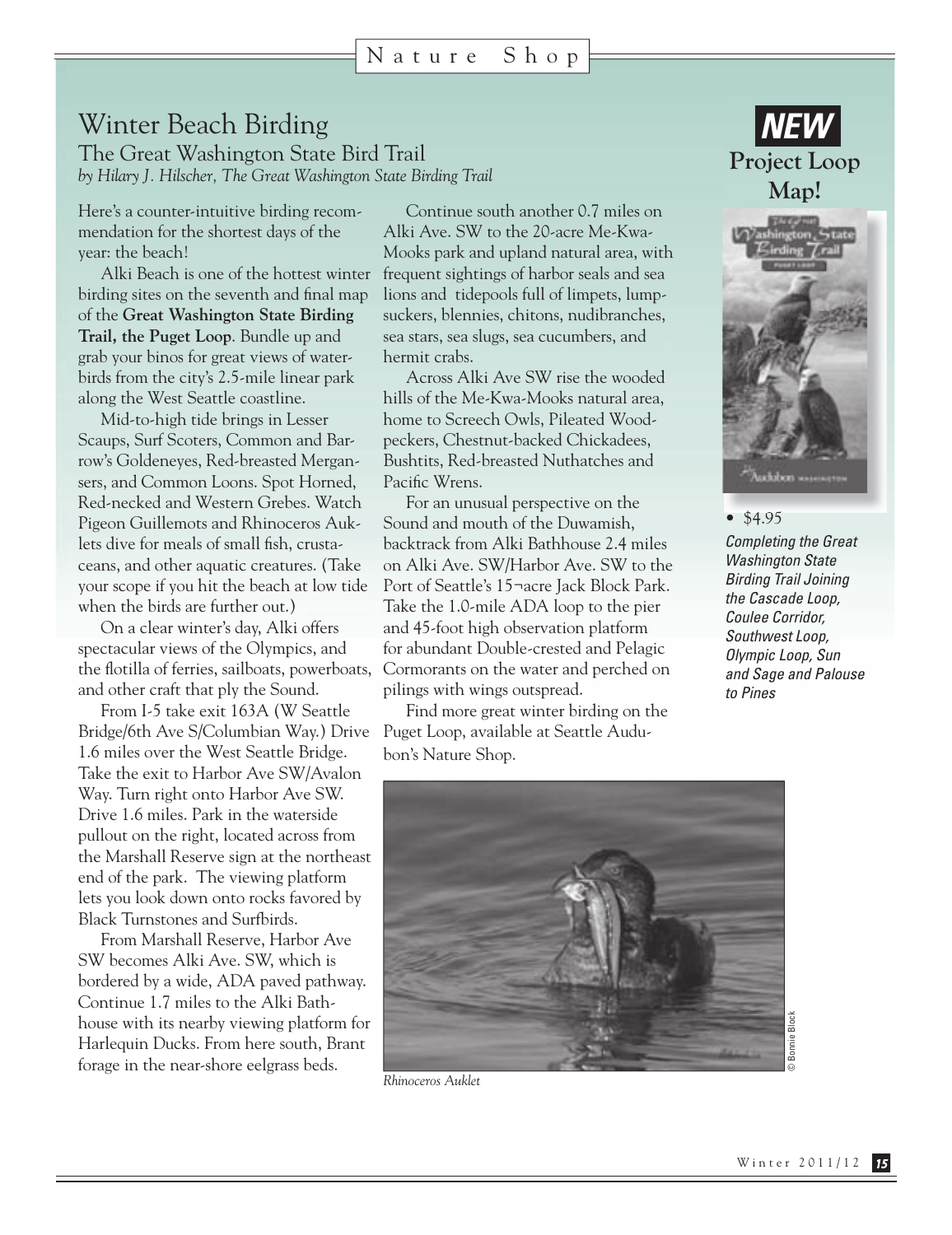# Winter Beach Birding

## The Great Washington State Bird Trail

*by Hilary J. Hilscher, The Great Washington State Birding Trail*

Here's a counter-intuitive birding recommendation for the shortest days of the year: the beach!

Alki Beach is one of the hottest winter birding sites on the seventh and final map of the **Great Washington State Birding Trail, the Puget Loop**. Bundle up and grab your binos for great views of waterbirds from the city's 2.5-mile linear park along the West Seattle coastline.

Mid-to-high tide brings in Lesser Scaups, Surf Scoters, Common and Barrow's Goldeneyes, Red-breasted Mergansers, and Common Loons. Spot Horned, Red-necked and Western Grebes. Watch Pigeon Guillemots and Rhinoceros Auklets dive for meals of small fish, crustaceans, and other aquatic creatures. (Take your scope if you hit the beach at low tide when the birds are further out.)

On a clear winter's day, Alki offers spectacular views of the Olympics, and the flotilla of ferries, sailboats, powerboats, and other craft that ply the Sound.

From I-5 take exit 163A (W Seattle Bridge/6th Ave S/Columbian Way.) Drive 1.6 miles over the West Seattle Bridge. Take the exit to Harbor Ave SW/Avalon Way. Turn right onto Harbor Ave SW. Drive 1.6 miles. Park in the waterside pullout on the right, located across from the Marshall Reserve sign at the northeast end of the park. The viewing platform lets you look down onto rocks favored by Black Turnstones and Surfbirds.

From Marshall Reserve, Harbor Ave SW becomes Alki Ave. SW, which is bordered by a wide, ADA paved pathway. Continue 1.7 miles to the Alki Bathhouse with its nearby viewing platform for Harlequin Ducks. From here south, Brant forage in the near-shore eelgrass beds.

Continue south another 0.7 miles on Alki Ave. SW to the 20-acre Me-Kwa-Mooks park and upland natural area, with frequent sightings of harbor seals and sea lions and tidepools full of limpets, lumpsuckers, blennies, chitons, nudibranches, sea stars, sea slugs, sea cucumbers, and hermit crabs.

Across Alki Ave SW rise the wooded hills of the Me-Kwa-Mooks natural area, home to Screech Owls, Pileated Woodpeckers, Chestnut-backed Chickadees, Bushtits, Red-breasted Nuthatches and Pacific Wrens.

For an unusual perspective on the Sound and mouth of the Duwamish, backtrack from Alki Bathhouse 2.4 miles on Alki Ave. SW/Harbor Ave. SW to the Port of Seattle's 15¬acre Jack Block Park. Take the 1.0-mile ADA loop to the pier and 45-foot high observation platform for abundant Double-crested and Pelagic Cormorants on the water and perched on pilings with wings outspread.

Find more great winter birding on the Puget Loop, available at Seattle Audubon's Nature Shop.

*Rhinoceros Auklet*

© Bonnie Block

## *NEW* Project Loop Map!

- $4.95

*Completing the Great Washington State Birding Trail Joining the Cascade Loop, Coulee Corridor, Southwest Loop, Olympic Loop, Sun and Sage and Palouse to Pines*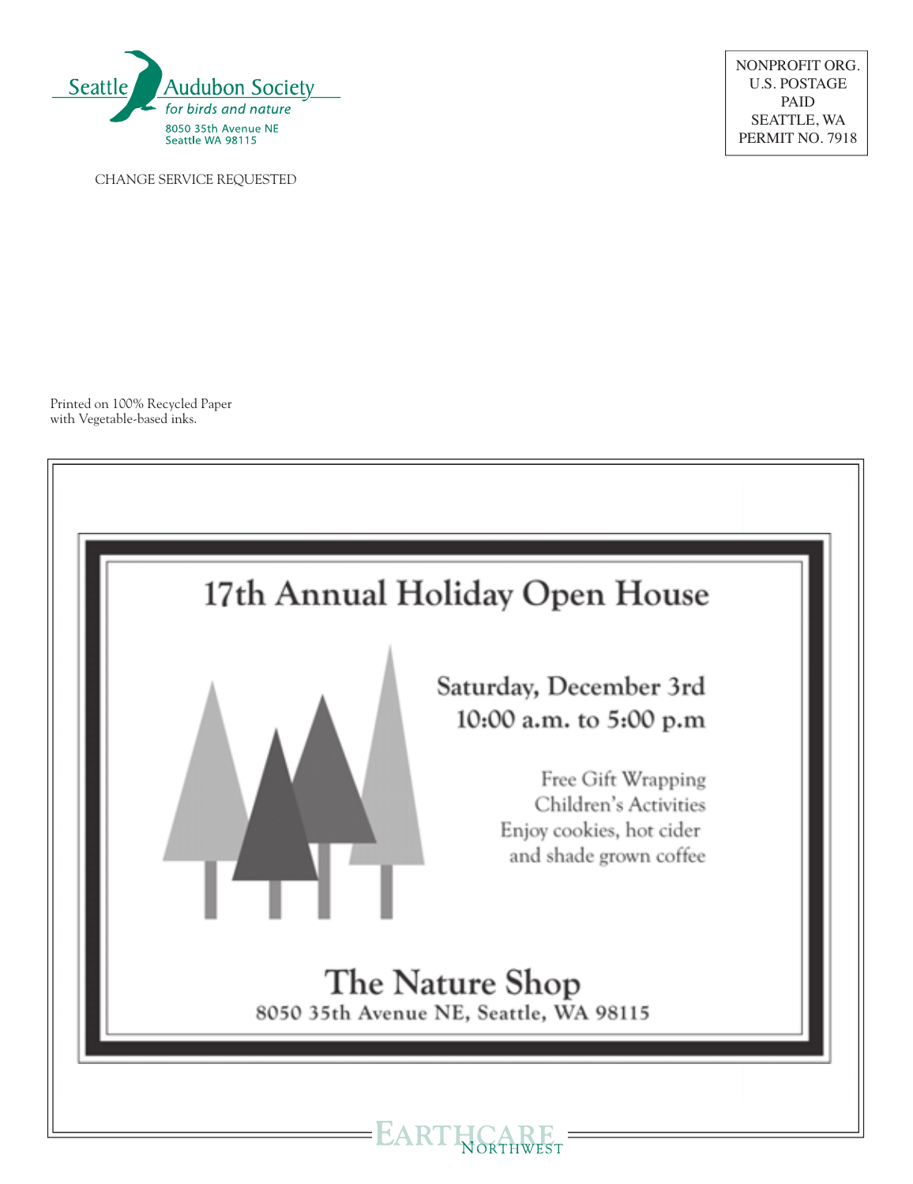Seattle Audubon Society
*for birds and nature*
8050 35th Avenue NE
Seattle WA 98115

NONPROFIT ORG.
U.S. POSTAGE
PAID
SEATTLE, WA
PERMIT NO. 7918

CHANGE SERVICE REQUESTED

Printed on 100% Recycled Paper
with Vegetable-based inks.

# 17th Annual Holiday Open House

**Saturday, December 3rd**
**10:00 a.m. to 5:00 p.m**

Free Gift Wrapping
Children's Activities
Enjoy cookies, hot cider
and shade grown coffee

## The Nature Shop

**8050 35th Avenue NE, Seattle, WA 98115**

EARTHCARE NORTHWEST